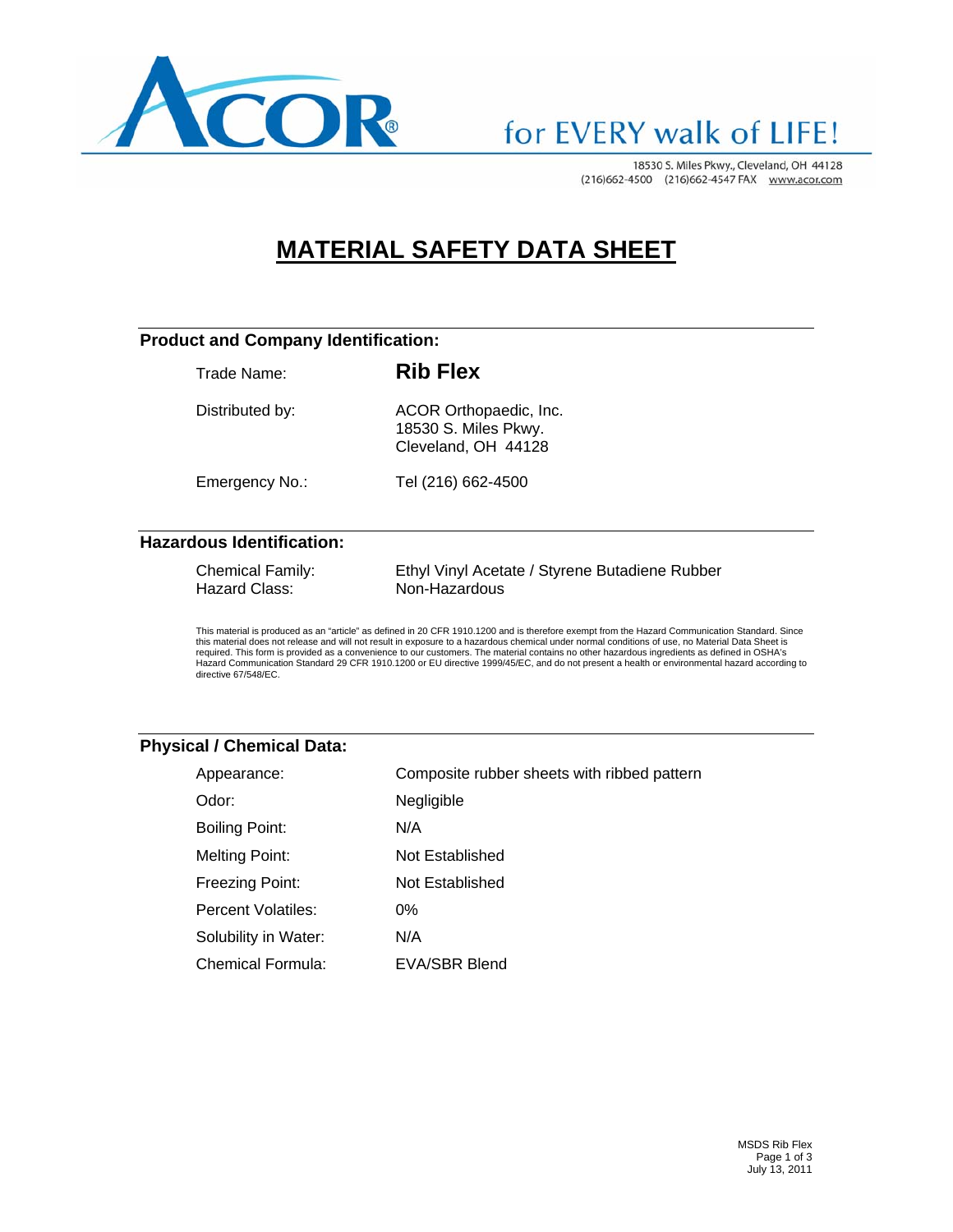ACOR® for EVERY walk of LIFE!

18530 S. Miles Pkwy., Cleveland, OH 44128
(216)662-4500 (216)662-4547 FAX www.acor.com

# MATERIAL SAFETY DATA SHEET

## Product and Company Identification:

| | |
|---|---|
| Trade Name: | **Rib Flex** |
| Distributed by: | ACOR Orthopaedic, Inc.<br>18530 S. Miles Pkwy.<br>Cleveland, OH 44128 |
| Emergency No.: | Tel (216) 662-4500 |

## Hazardous Identification:

| | |
|---|---|
| Chemical Family: | Ethyl Vinyl Acetate / Styrene Butadiene Rubber |
| Hazard Class: | Non-Hazardous |

This material is produced as an "article" as defined in 20 CFR 1910.1200 and is therefore exempt from the Hazard Communication Standard. Since this material does not release and will not result in exposure to a hazardous chemical under normal conditions of use, no Material Data Sheet is required. This form is provided as a convenience to our customers. The material contains no other hazardous ingredients as defined in OSHA's Hazard Communication Standard 29 CFR 1910.1200 or EU directive 1999/45/EC, and do not present a health or environmental hazard according to directive 67/548/EC.

## Physical / Chemical Data:

| | |
|---|---|
| Appearance: | Composite rubber sheets with ribbed pattern |
| Odor: | Negligible |
| Boiling Point: | N/A |
| Melting Point: | Not Established |
| Freezing Point: | Not Established |
| Percent Volatiles: | 0% |
| Solubility in Water: | N/A |
| Chemical Formula: | EVA/SBR Blend |

MSDS Rib Flex
July 13, 2011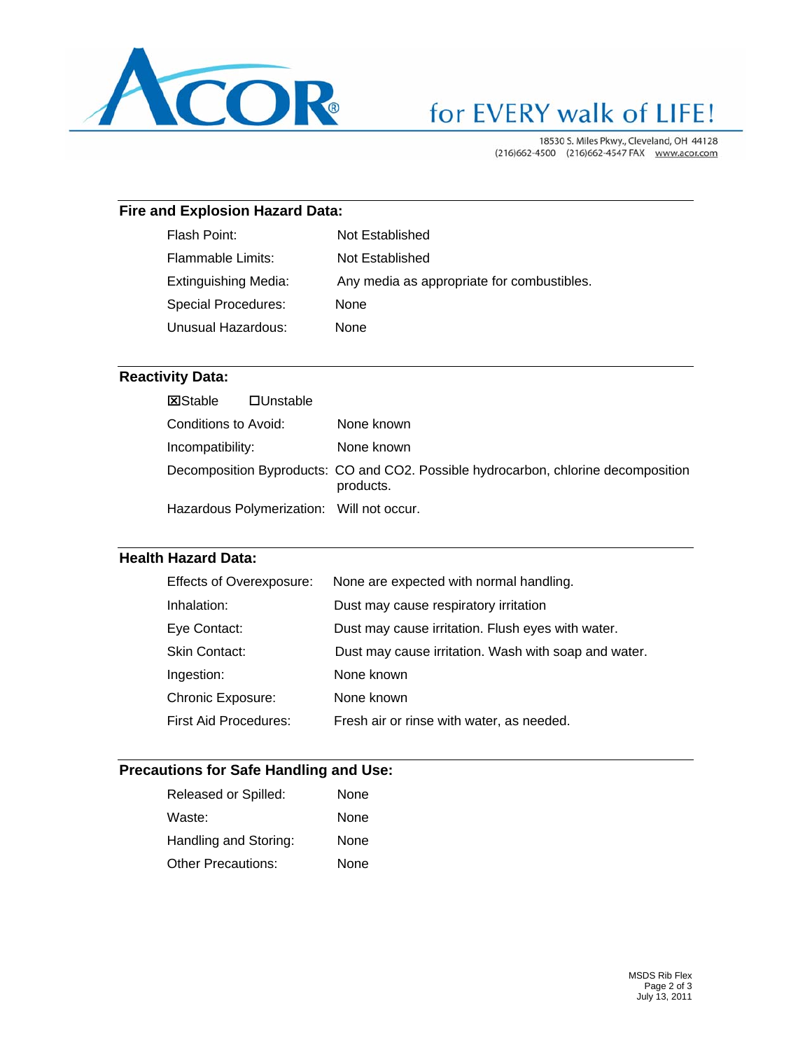## Fire and Explosion Hazard Data:

| | |
|---|---|
| Flash Point: | Not Established |
| Flammable Limits: | Not Established |
| Extinguishing Media: | Any media as appropriate for combustibles. |
| Special Procedures: | None |
| Unusual Hazardous: | None |

## Reactivity Data:

☒Stable ☐Unstable

| | |
|---|---|
| Conditions to Avoid: | None known |
| Incompatibility: | None known |
| Decomposition Byproducts: | CO and $CO_2$. Possible hydrocarbon, chlorine decomposition products. |
| Hazardous Polymerization: | Will not occur. |

## Health Hazard Data:

| | |
|---|---|
| Effects of Overexposure: | None are expected with normal handling. |
| Inhalation: | Dust may cause respiratory irritation |
| Eye Contact: | Dust may cause irritation. Flush eyes with water. |
| Skin Contact: | Dust may cause irritation. Wash with soap and water. |
| Ingestion: | None known |
| Chronic Exposure: | None known |
| First Aid Procedures: | Fresh air or rinse with water, as needed. |

## Precautions for Safe Handling and Use:

| | |
|---|---|
| Released or Spilled: | None |
| Waste: | None |
| Handling and Storing: | None |
| Other Precautions: | None |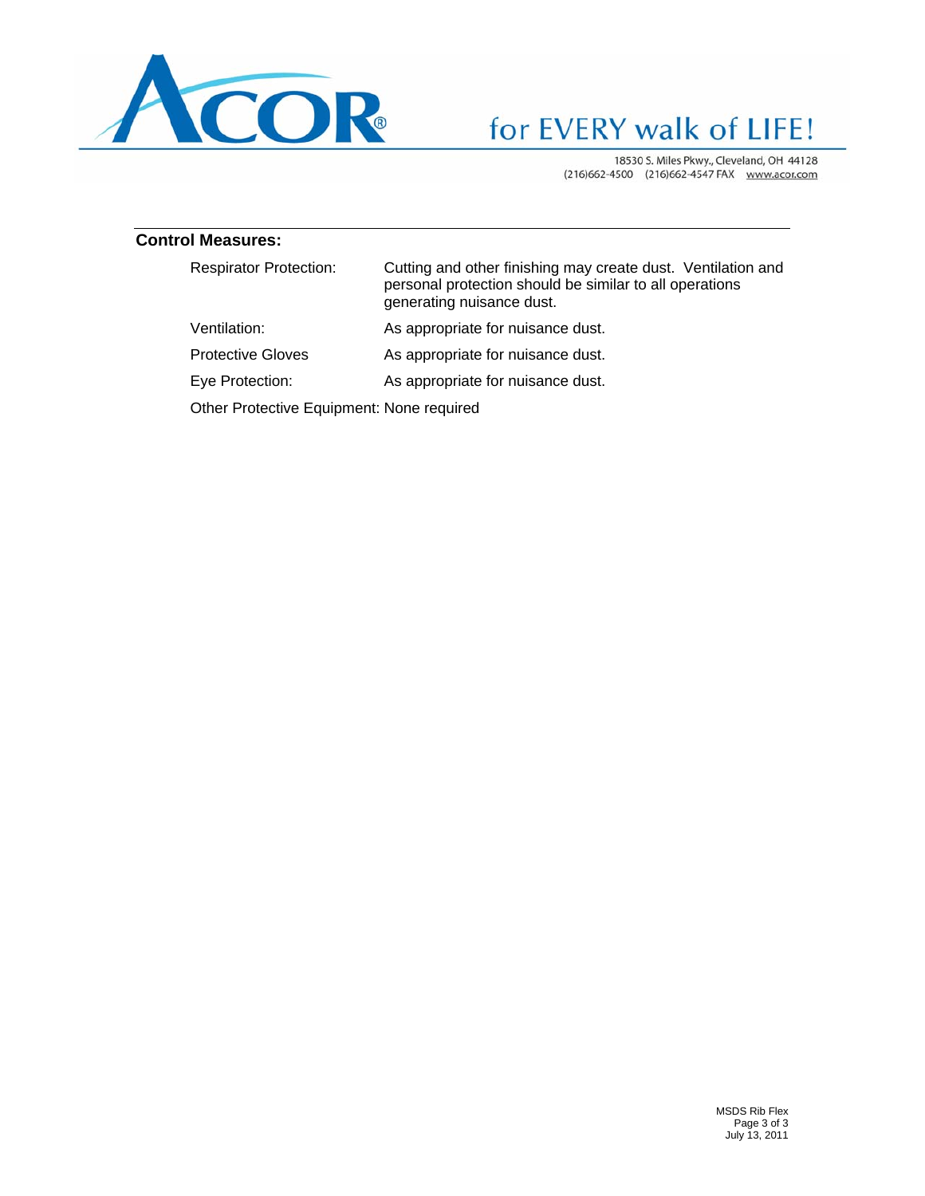## Control Measures:

| | |
|---|---|
| Respirator Protection: | Cutting and other finishing may create dust. Ventilation and personal protection should be similar to all operations generating nuisance dust. |
| Ventilation: | As appropriate for nuisance dust. |
| Protective Gloves | As appropriate for nuisance dust. |
| Eye Protection: | As appropriate for nuisance dust. |
| Other Protective Equipment: | None required |